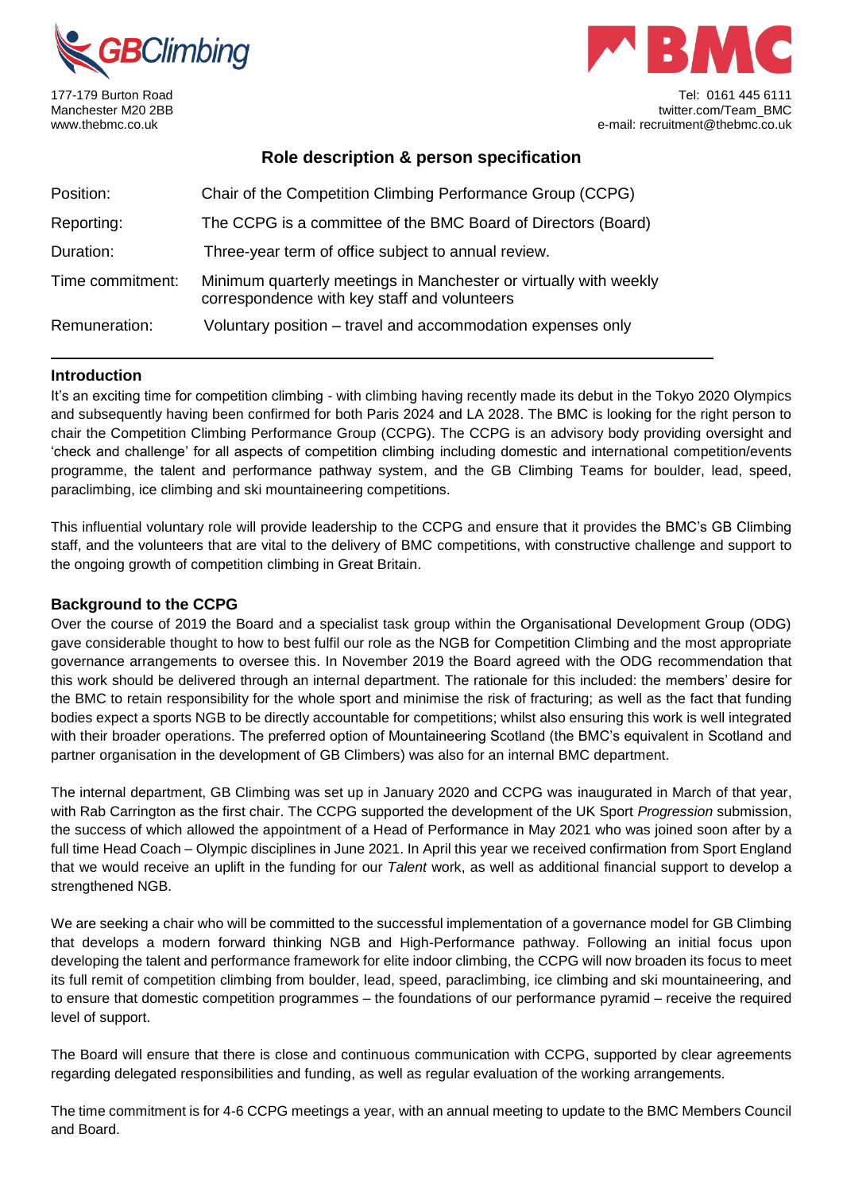177-179 Burton Road
Manchester M20 2BB
www.thebmc.co.uk

Tel: 0161 445 6111
twitter.com/Team_BMC
e-mail: recruitment@thebmc.co.uk

## Role description & person specification

| | |
|---|---|
| Position: | Chair of the Competition Climbing Performance Group (CCPG) |
| Reporting: | The CCPG is a committee of the BMC Board of Directors (Board) |
| Duration: | Three-year term of office subject to annual review. |
| Time commitment: | Minimum quarterly meetings in Manchester or virtually with weekly correspondence with key staff and volunteers |
| Remuneration: | Voluntary position – travel and accommodation expenses only |

### Introduction

It's an exciting time for competition climbing - with climbing having recently made its debut in the Tokyo 2020 Olympics and subsequently having been confirmed for both Paris 2024 and LA 2028. The BMC is looking for the right person to chair the Competition Climbing Performance Group (CCPG). The CCPG is an advisory body providing oversight and 'check and challenge' for all aspects of competition climbing including domestic and international competition/events programme, the talent and performance pathway system, and the GB Climbing Teams for boulder, lead, speed, paraclimbing, ice climbing and ski mountaineering competitions.

This influential voluntary role will provide leadership to the CCPG and ensure that it provides the BMC's GB Climbing staff, and the volunteers that are vital to the delivery of BMC competitions, with constructive challenge and support to the ongoing growth of competition climbing in Great Britain.

### Background to the CCPG

Over the course of 2019 the Board and a specialist task group within the Organisational Development Group (ODG) gave considerable thought to how to best fulfil our role as the NGB for Competition Climbing and the most appropriate governance arrangements to oversee this. In November 2019 the Board agreed with the ODG recommendation that this work should be delivered through an internal department. The rationale for this included: the members' desire for the BMC to retain responsibility for the whole sport and minimise the risk of fracturing; as well as the fact that funding bodies expect a sports NGB to be directly accountable for competitions; whilst also ensuring this work is well integrated with their broader operations. The preferred option of Mountaineering Scotland (the BMC's equivalent in Scotland and partner organisation in the development of GB Climbers) was also for an internal BMC department.

The internal department, GB Climbing was set up in January 2020 and CCPG was inaugurated in March of that year, with Rab Carrington as the first chair. The CCPG supported the development of the UK Sport *Progression* submission, the success of which allowed the appointment of a Head of Performance in May 2021 who was joined soon after by a full time Head Coach – Olympic disciplines in June 2021. In April this year we received confirmation from Sport England that we would receive an uplift in the funding for our *Talent* work, as well as additional financial support to develop a strengthened NGB.

We are seeking a chair who will be committed to the successful implementation of a governance model for GB Climbing that develops a modern forward thinking NGB and High-Performance pathway. Following an initial focus upon developing the talent and performance framework for elite indoor climbing, the CCPG will now broaden its focus to meet its full remit of competition climbing from boulder, lead, speed, paraclimbing, ice climbing and ski mountaineering, and to ensure that domestic competition programmes – the foundations of our performance pyramid – receive the required level of support.

The Board will ensure that there is close and continuous communication with CCPG, supported by clear agreements regarding delegated responsibilities and funding, as well as regular evaluation of the working arrangements.

The time commitment is for 4-6 CCPG meetings a year, with an annual meeting to update to the BMC Members Council and Board.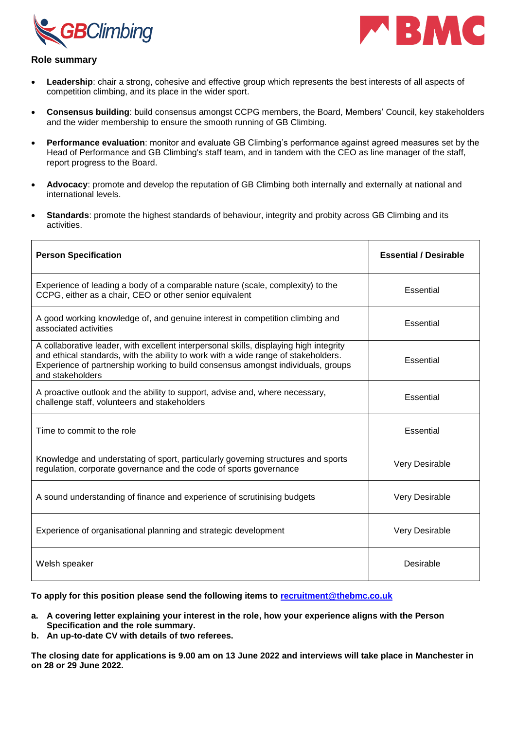## Role summary

- **Leadership**: chair a strong, cohesive and effective group which represents the best interests of all aspects of competition climbing, and its place in the wider sport.
- **Consensus building**: build consensus amongst CCPG members, the Board, Members' Council, key stakeholders and the wider membership to ensure the smooth running of GB Climbing.
- **Performance evaluation**: monitor and evaluate GB Climbing's performance against agreed measures set by the Head of Performance and GB Climbing's staff team, and in tandem with the CEO as line manager of the staff, report progress to the Board.
- **Advocacy**: promote and develop the reputation of GB Climbing both internally and externally at national and international levels.
- **Standards**: promote the highest standards of behaviour, integrity and probity across GB Climbing and its activities.

| **Person Specification** | **Essential / Desirable** |
|---|---|
| Experience of leading a body of a comparable nature (scale, complexity) to the CCPG, either as a chair, CEO or other senior equivalent | Essential |
| A good working knowledge of, and genuine interest in competition climbing and associated activities | Essential |
| A collaborative leader, with excellent interpersonal skills, displaying high integrity and ethical standards, with the ability to work with a wide range of stakeholders. Experience of partnership working to build consensus amongst individuals, groups and stakeholders | Essential |
| A proactive outlook and the ability to support, advise and, where necessary, challenge staff, volunteers and stakeholders | Essential |
| Time to commit to the role | Essential |
| Knowledge and understating of sport, particularly governing structures and sports regulation, corporate governance and the code of sports governance | Very Desirable |
| A sound understanding of finance and experience of scrutinising budgets | Very Desirable |
| Experience of organisational planning and strategic development | Very Desirable |
| Welsh speaker | Desirable |

**To apply for this position please send the following items to [recruitment@thebmc.co.uk](mailto:recruitment@thebmc.co.uk)**

**a. A covering letter explaining your interest in the role, how your experience aligns with the Person Specification and the role summary.**
**b. An up-to-date CV with details of two referees.**

**The closing date for applications is 9.00 am on 13 June 2022 and interviews will take place in Manchester in on 28 or 29 June 2022.**